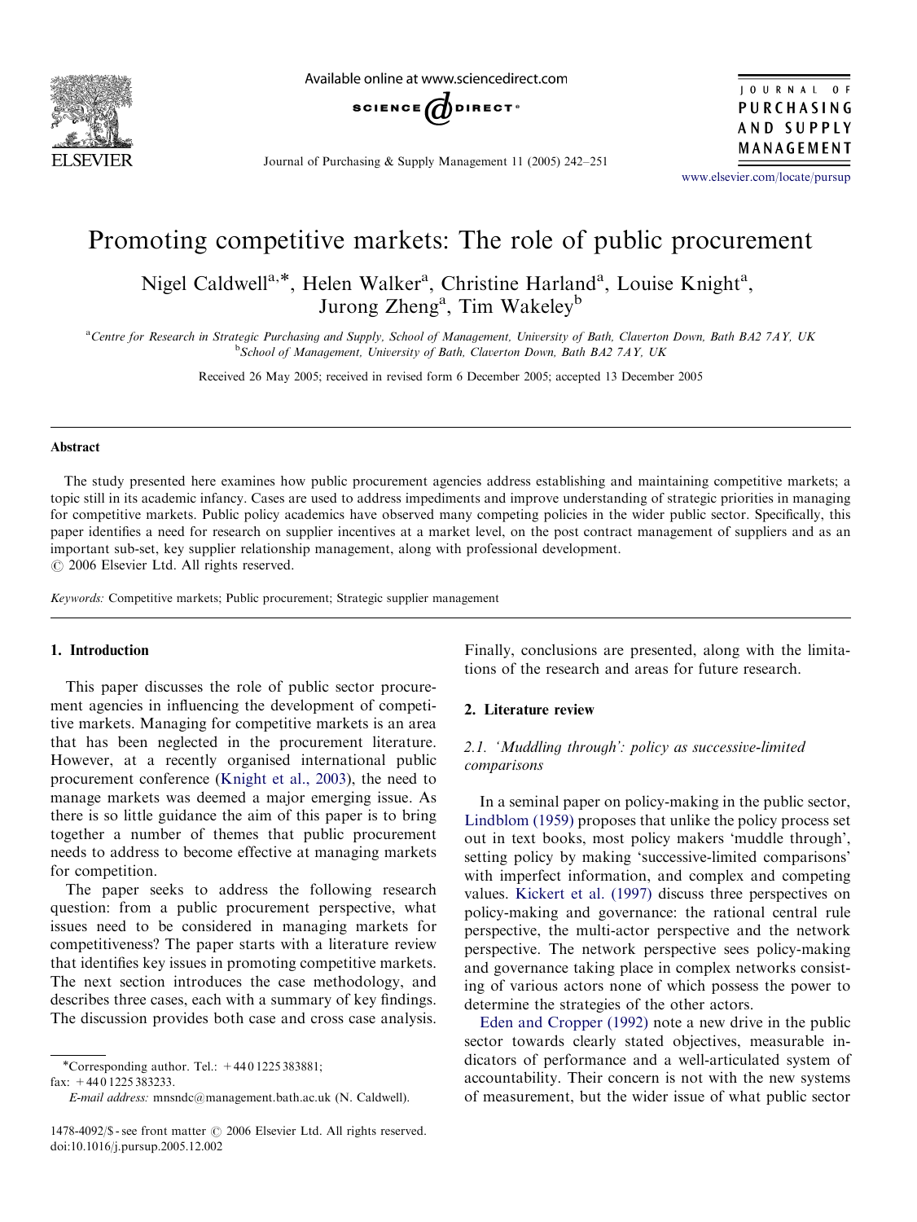# Promoting competitive markets: The role of public procurement

Nigel Caldwell[a,*], Helen Walker[a], Christine Harland[a], Louise Knight[a], Jurong Zheng[a], Tim Wakeley[b]

[a]Centre for Research in Strategic Purchasing and Supply, School of Management, University of Bath, Claverton Down, Bath BA2 7AY, UK
[b]School of Management, University of Bath, Claverton Down, Bath BA2 7AY, UK

Received 26 May 2005; received in revised form 6 December 2005; accepted 13 December 2005

## Abstract

The study presented here examines how public procurement agencies address establishing and maintaining competitive markets; a topic still in its academic infancy. Cases are used to address impediments and improve understanding of strategic priorities in managing for competitive markets. Public policy academics have observed many competing policies in the wider public sector. Specifically, this paper identifies a need for research on supplier incentives at a market level, on the post contract management of suppliers and as an important sub-set, key supplier relationship management, along with professional development.
© 2006 Elsevier Ltd. All rights reserved.

*Keywords:* Competitive markets; Public procurement; Strategic supplier management

## 1. Introduction

This paper discusses the role of public sector procurement agencies in influencing the development of competitive markets. Managing for competitive markets is an area that has been neglected in the procurement literature. However, at a recently organised international public procurement conference (Knight et al., 2003), the need to manage markets was deemed a major emerging issue. As there is so little guidance the aim of this paper is to bring together a number of themes that public procurement needs to address to become effective at managing markets for competition.

The paper seeks to address the following research question: from a public procurement perspective, what issues need to be considered in managing markets for competitiveness? The paper starts with a literature review that identifies key issues in promoting competitive markets. The next section introduces the case methodology, and describes three cases, each with a summary of key findings. The discussion provides both case and cross case analysis. Finally, conclusions are presented, along with the limitations of the research and areas for future research.

## 2. Literature review

### 2.1. 'Muddling through': policy as successive-limited comparisons

In a seminal paper on policy-making in the public sector, Lindblom (1959) proposes that unlike the policy process set out in text books, most policy makers 'muddle through', setting policy by making 'successive-limited comparisons' with imperfect information, and complex and competing values. Kickert et al. (1997) discuss three perspectives on policy-making and governance: the rational central rule perspective, the multi-actor perspective and the network perspective. The network perspective sees policy-making and governance taking place in complex networks consisting of various actors none of which possess the power to determine the strategies of the other actors.

Eden and Cropper (1992) note a new drive in the public sector towards clearly stated objectives, measurable indicators of performance and a well-articulated system of accountability. Their concern is not with the new systems of measurement, but the wider issue of what public sector

*Corresponding author. Tel.: +44 0 1225 383881; fax: +44 0 1225 383233.
*E-mail address:* mnsndc@management.bath.ac.uk (N. Caldwell).

1478-4092/$ - see front matter © 2006 Elsevier Ltd. All rights reserved.
doi:10.1016/j.pursup.2005.12.002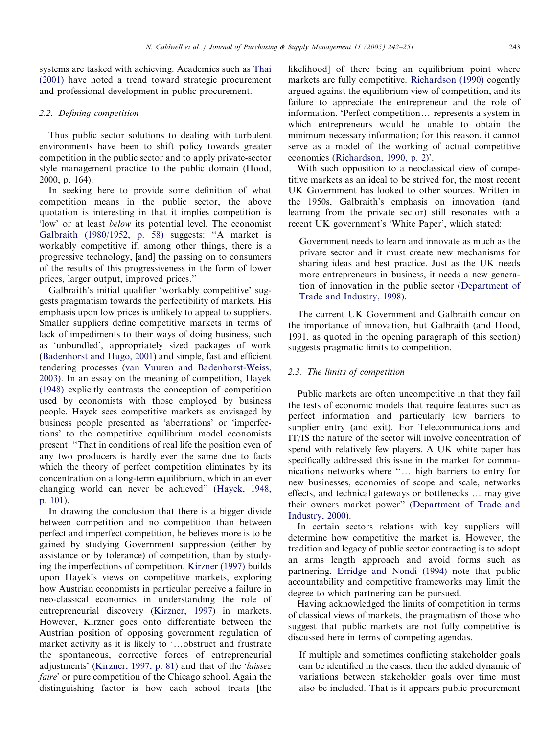systems are tasked with achieving. Academics such as Thai (2001) have noted a trend toward strategic procurement and professional development in public procurement.

### 2.2. Defining competition

Thus public sector solutions to dealing with turbulent environments have been to shift policy towards greater competition in the public sector and to apply private-sector style management practice to the public domain (Hood, 2000, p. 164).

In seeking here to provide some definition of what competition means in the public sector, the above quotation is interesting in that it implies competition is 'low' or at least *below* its potential level. The economist Galbraith (1980/1952, p. 58) suggests: "A market is workably competitive if, among other things, there is a progressive technology, [and] the passing on to consumers of the results of this progressiveness in the form of lower prices, larger output, improved prices."

Galbraith's initial qualifier 'workably competitive' suggests pragmatism towards the perfectibility of markets. His emphasis upon low prices is unlikely to appeal to suppliers. Smaller suppliers define competitive markets in terms of lack of impediments to their ways of doing business, such as 'unbundled', appropriately sized packages of work (Badenhorst and Hugo, 2001) and simple, fast and efficient tendering processes (van Vuuren and Badenhorst-Weiss, 2003). In an essay on the meaning of competition, Hayek (1948) explicitly contrasts the conception of competition used by economists with those employed by business people. Hayek sees competitive markets as envisaged by business people presented as 'aberrations' or 'imperfections' to the competitive equilibrium model economists present. "That in conditions of real life the position even of any two producers is hardly ever the same due to facts which the theory of perfect competition eliminates by its concentration on a long-term equilibrium, which in an ever changing world can never be achieved" (Hayek, 1948, p. 101).

In drawing the conclusion that there is a bigger divide between competition and no competition than between perfect and imperfect competition, he believes more is to be gained by studying Government suppression (either by assistance or by tolerance) of competition, than by studying the imperfections of competition. Kirzner (1997) builds upon Hayek's views on competitive markets, exploring how Austrian economists in particular perceive a failure in neo-classical economics in understanding the role of entrepreneurial discovery (Kirzner, 1997) in markets. However, Kirzner goes onto differentiate between the Austrian position of opposing government regulation of market activity as it is likely to '…obstruct and frustrate the spontaneous, corrective forces of entrepreneurial adjustments' (Kirzner, 1997, p. 81) and that of the '*laissez faire*' or pure competition of the Chicago school. Again the distinguishing factor is how each school treats [the likelihood] of there being an equilibrium point where markets are fully competitive. Richardson (1990) cogently argued against the equilibrium view of competition, and its failure to appreciate the entrepreneur and the role of information. 'Perfect competition… represents a system in which entrepreneurs would be unable to obtain the minimum necessary information; for this reason, it cannot serve as a model of the working of actual competitive economies (Richardson, 1990, p. 2)'.

With such opposition to a neoclassical view of competitive markets as an ideal to be strived for, the most recent UK Government has looked to other sources. Written in the 1950s, Galbraith's emphasis on innovation (and learning from the private sector) still resonates with a recent UK government's 'White Paper', which stated:

> Government needs to learn and innovate as much as the private sector and it must create new mechanisms for sharing ideas and best practice. Just as the UK needs more entrepreneurs in business, it needs a new generation of innovation in the public sector (Department of Trade and Industry, 1998).

The current UK Government and Galbraith concur on the importance of innovation, but Galbraith (and Hood, 1991, as quoted in the opening paragraph of this section) suggests pragmatic limits to competition.

### 2.3. The limits of competition

Public markets are often uncompetitive in that they fail the tests of economic models that require features such as perfect information and particularly low barriers to supplier entry (and exit). For Telecommunications and IT/IS the nature of the sector will involve concentration of spend with relatively few players. A UK white paper has specifically addressed this issue in the market for communications networks where "… high barriers to entry for new businesses, economies of scope and scale, networks effects, and technical gateways or bottlenecks … may give their owners market power" (Department of Trade and Industry, 2000).

In certain sectors relations with key suppliers will determine how competitive the market is. However, the tradition and legacy of public sector contracting is to adopt an arms length approach and avoid forms such as partnering. Erridge and Nondi (1994) note that public accountability and competitive frameworks may limit the degree to which partnering can be pursued.

Having acknowledged the limits of competition in terms of classical views of markets, the pragmatism of those who suggest that public markets are not fully competitive is discussed here in terms of competing agendas.

> If multiple and sometimes conflicting stakeholder goals can be identified in the cases, then the added dynamic of variations between stakeholder goals over time must also be included. That is it appears public procurement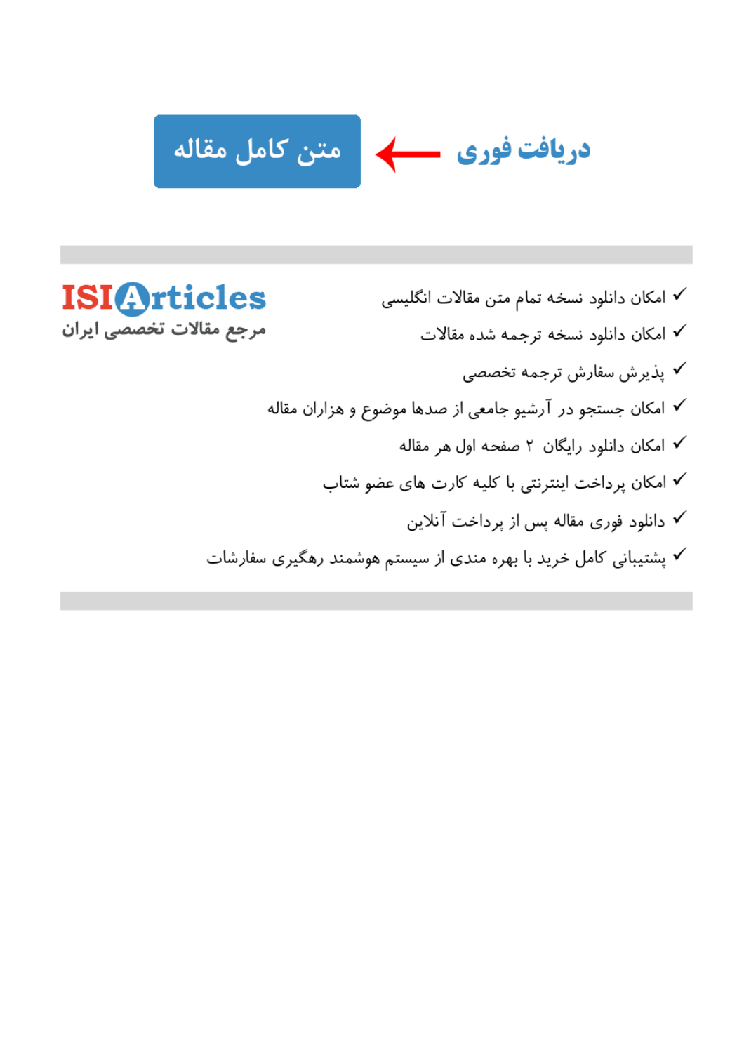دریافت فوری ← متن کامل مقاله

**ISIArticles**
مرجع مقالات تخصصی ایران

- ✓ امکان دانلود نسخه تمام متن مقالات انگلیسی
- ✓ امکان دانلود نسخه ترجمه شده مقالات
- ✓ پذیرش سفارش ترجمه تخصصی
- ✓ امکان جستجو در آرشیو جامعی از صدها موضوع و هزاران مقاله
- ✓ امکان دانلود رایگان ۲ صفحه اول هر مقاله
- ✓ امکان پرداخت اینترنتی با کلیه کارت های عضو شتاب
- ✓ دانلود فوری مقاله پس از پرداخت آنلاین
- ✓ پشتیبانی کامل خرید با بهره مندی از سیستم هوشمند رهگیری سفارشات